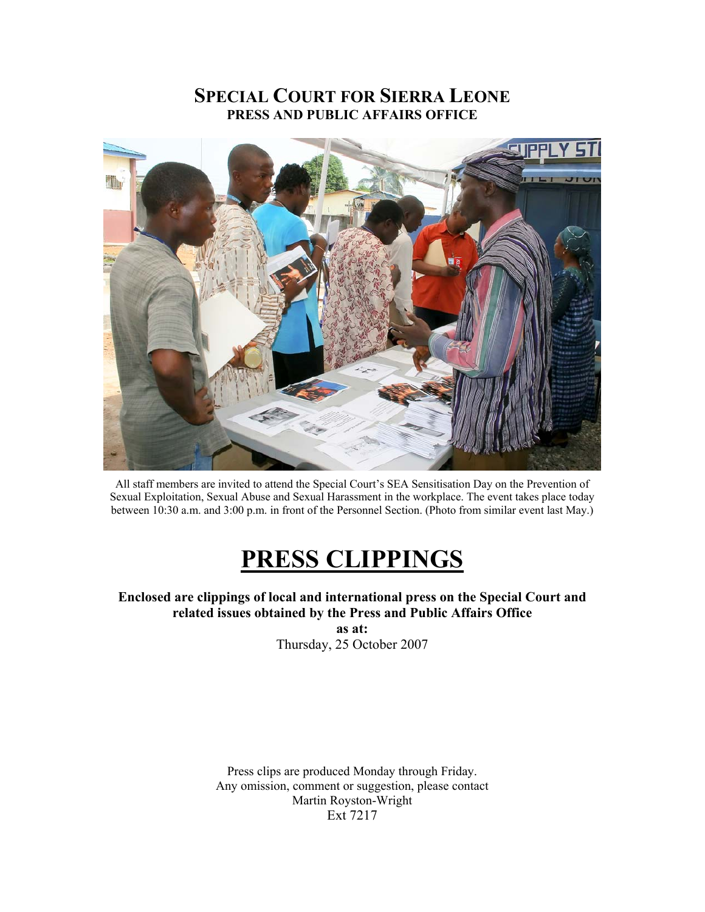# Special Court for Sierra Leone

## PRESS AND PUBLIC AFFAIRS OFFICE

All staff members are invited to attend the Special Court's SEA Sensitisation Day on the Prevention of Sexual Exploitation, Sexual Abuse and Sexual Harassment in the workplace. The event takes place today between 10:30 a.m. and 3:00 p.m. in front of the Personnel Section. (Photo from similar event last May.)

# PRESS CLIPPINGS

**Enclosed are clippings of local and international press on the Special Court and related issues obtained by the Press and Public Affairs Office**

**as at:**

Thursday, 25 October 2007

Press clips are produced Monday through Friday.
Any omission, comment or suggestion, please contact
Martin Royston-Wright
Ext 7217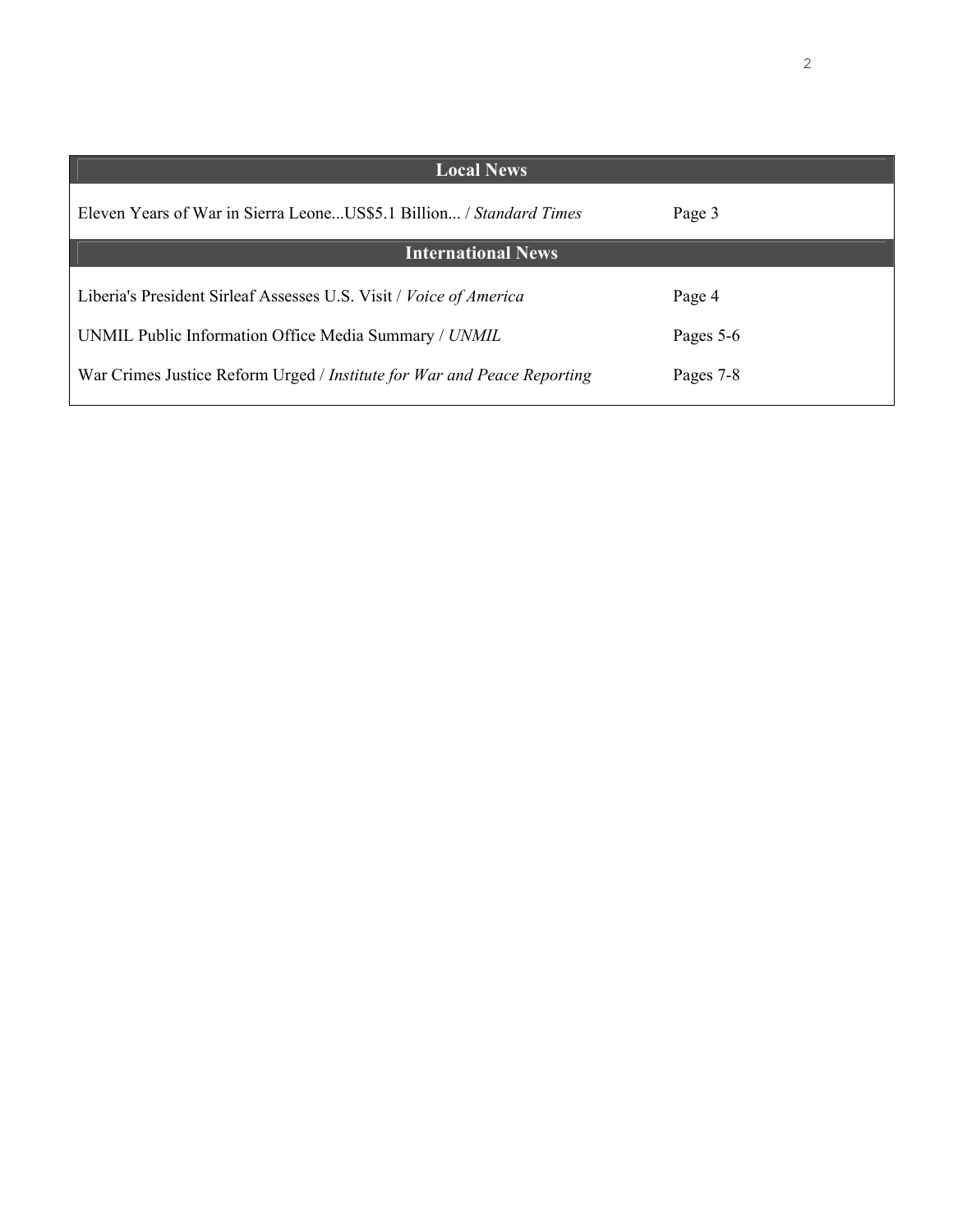| Local News | |
|---|---|
| Eleven Years of War in Sierra Leone...US$5.1 Billion... / *Standard Times* | Page 3 |
| **International News** | |
| Liberia's President Sirleaf Assesses U.S. Visit / *Voice of America* | Page 4 |
| UNMIL Public Information Office Media Summary / *UNMIL* | Pages 5-6 |
| War Crimes Justice Reform Urged / *Institute for War and Peace Reporting* | Pages 7-8 |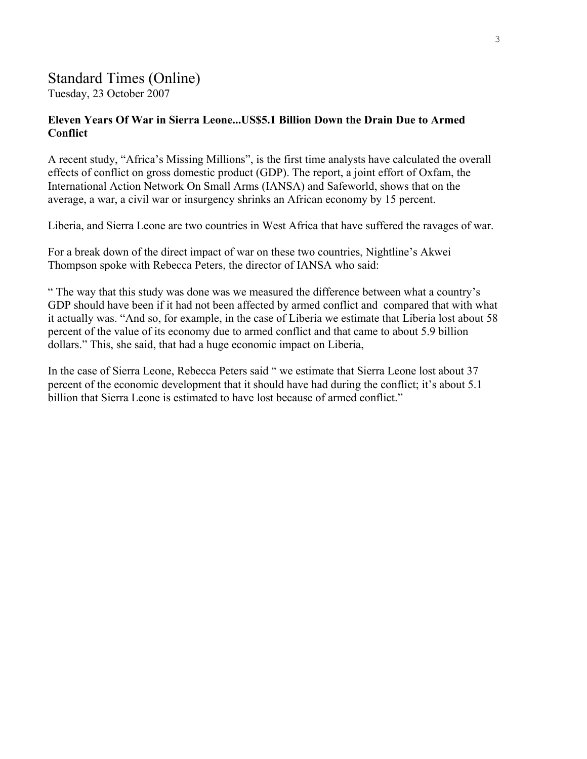## Standard Times (Online)

Tuesday, 23 October 2007

**Eleven Years Of War in Sierra Leone...US$5.1 Billion Down the Drain Due to Armed Conflict**

A recent study, "Africa's Missing Millions", is the first time analysts have calculated the overall effects of conflict on gross domestic product (GDP). The report, a joint effort of Oxfam, the International Action Network On Small Arms (IANSA) and Safeworld, shows that on the average, a war, a civil war or insurgency shrinks an African economy by 15 percent.

Liberia, and Sierra Leone are two countries in West Africa that have suffered the ravages of war.

For a break down of the direct impact of war on these two countries, Nightline's Akwei Thompson spoke with Rebecca Peters, the director of IANSA who said:

" The way that this study was done was we measured the difference between what a country's GDP should have been if it had not been affected by armed conflict and compared that with what it actually was. "And so, for example, in the case of Liberia we estimate that Liberia lost about 58 percent of the value of its economy due to armed conflict and that came to about 5.9 billion dollars." This, she said, that had a huge economic impact on Liberia,

In the case of Sierra Leone, Rebecca Peters said " we estimate that Sierra Leone lost about 37 percent of the economic development that it should have had during the conflict; it's about 5.1 billion that Sierra Leone is estimated to have lost because of armed conflict."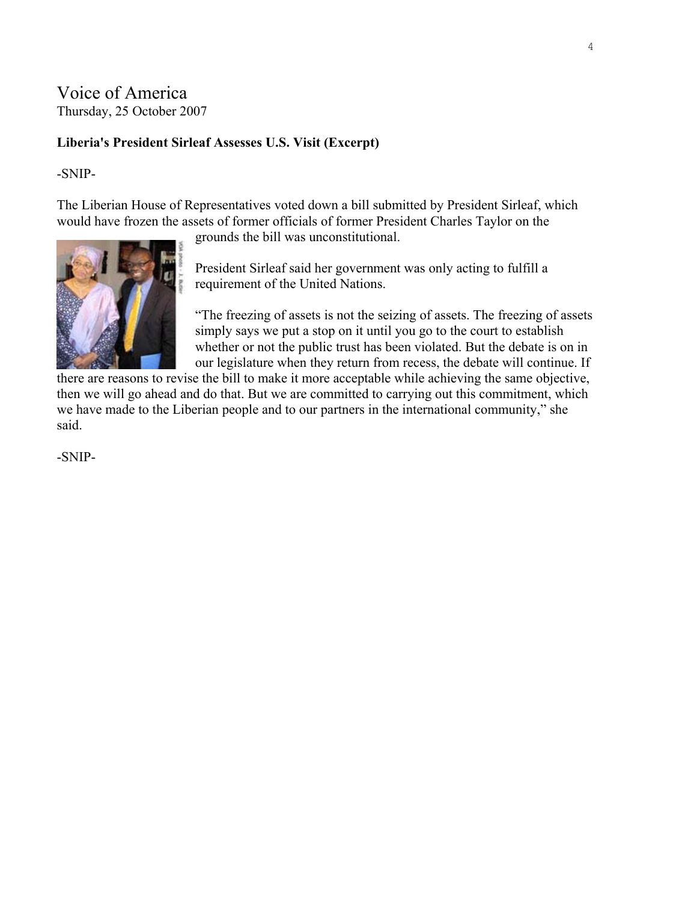# Voice of America

Thursday, 25 October 2007

**Liberia's President Sirleaf Assesses U.S. Visit (Excerpt)**

-SNIP-

The Liberian House of Representatives voted down a bill submitted by President Sirleaf, which would have frozen the assets of former officials of former President Charles Taylor on the grounds the bill was unconstitutional.

President Sirleaf said her government was only acting to fulfill a requirement of the United Nations.

"The freezing of assets is not the seizing of assets. The freezing of assets simply says we put a stop on it until you go to the court to establish whether or not the public trust has been violated. But the debate is on in our legislature when they return from recess, the debate will continue. If there are reasons to revise the bill to make it more acceptable while achieving the same objective, then we will go ahead and do that. But we are committed to carrying out this commitment, which we have made to the Liberian people and to our partners in the international community," she said.

-SNIP-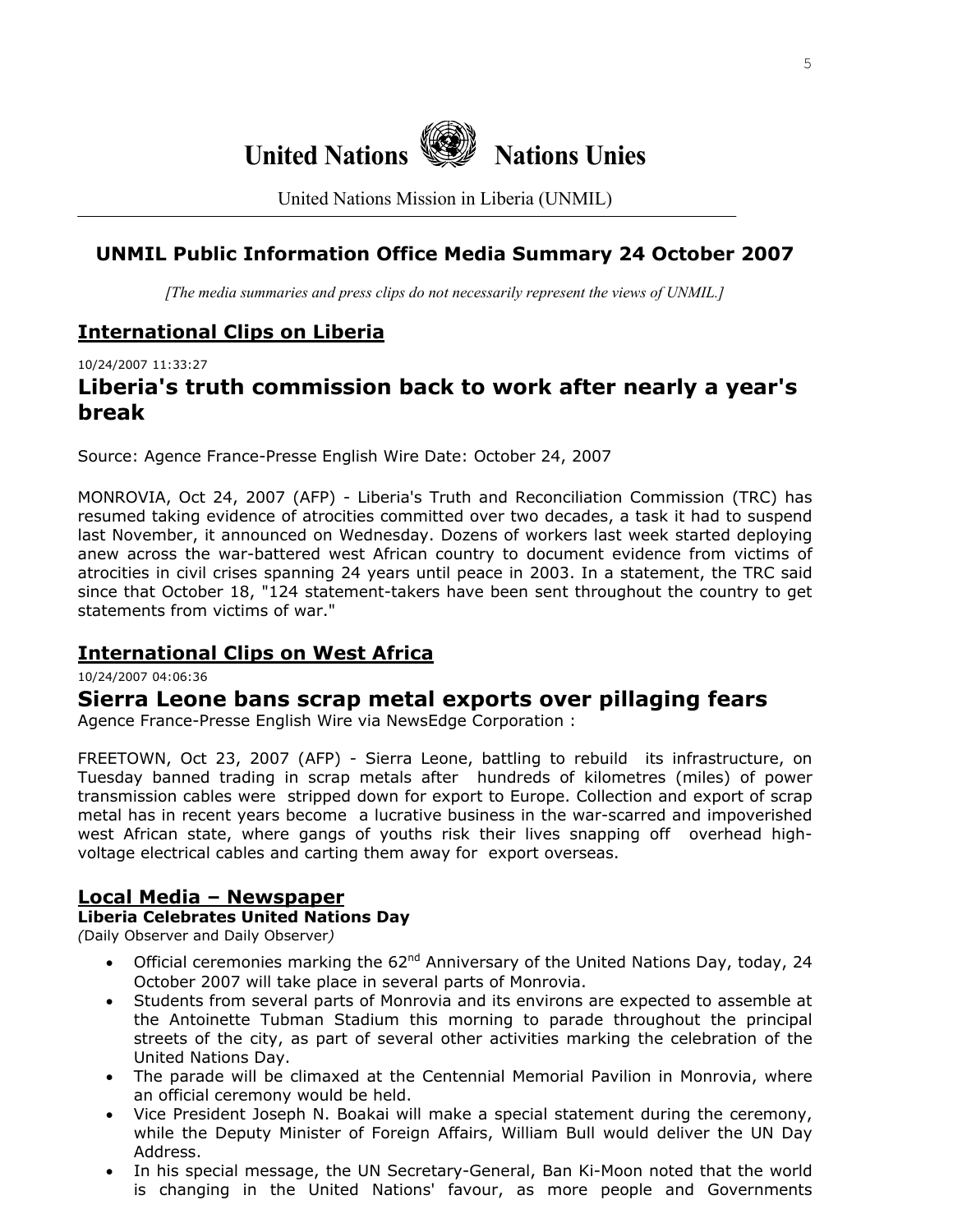# United Nations Nations Unies

United Nations Mission in Liberia (UNMIL)

## UNMIL Public Information Office Media Summary 24 October 2007

*[The media summaries and press clips do not necessarily represent the views of UNMIL.]*

## International Clips on Liberia

10/24/2007 11:33:27

### Liberia's truth commission back to work after nearly a year's break

Source: Agence France-Presse English Wire Date: October 24, 2007

MONROVIA, Oct 24, 2007 (AFP) - Liberia's Truth and Reconciliation Commission (TRC) has resumed taking evidence of atrocities committed over two decades, a task it had to suspend last November, it announced on Wednesday. Dozens of workers last week started deploying anew across the war-battered west African country to document evidence from victims of atrocities in civil crises spanning 24 years until peace in 2003. In a statement, the TRC said since that October 18, "124 statement-takers have been sent throughout the country to get statements from victims of war."

## International Clips on West Africa

10/24/2007 04:06:36

### Sierra Leone bans scrap metal exports over pillaging fears

Agence France-Presse English Wire via NewsEdge Corporation :

FREETOWN, Oct 23, 2007 (AFP) - Sierra Leone, battling to rebuild its infrastructure, on Tuesday banned trading in scrap metals after hundreds of kilometres (miles) of power transmission cables were stripped down for export to Europe. Collection and export of scrap metal has in recent years become a lucrative business in the war-scarred and impoverished west African state, where gangs of youths risk their lives snapping off overhead high-voltage electrical cables and carting them away for export overseas.

## Local Media – Newspaper

**Liberia Celebrates United Nations Day**

*(*Daily Observer and Daily Observer*)*

- Official ceremonies marking the 62nd Anniversary of the United Nations Day, today, 24 October 2007 will take place in several parts of Monrovia.
- Students from several parts of Monrovia and its environs are expected to assemble at the Antoinette Tubman Stadium this morning to parade throughout the principal streets of the city, as part of several other activities marking the celebration of the United Nations Day.
- The parade will be climaxed at the Centennial Memorial Pavilion in Monrovia, where an official ceremony would be held.
- Vice President Joseph N. Boakai will make a special statement during the ceremony, while the Deputy Minister of Foreign Affairs, William Bull would deliver the UN Day Address.
- In his special message, the UN Secretary-General, Ban Ki-Moon noted that the world is changing in the United Nations' favour, as more people and Governments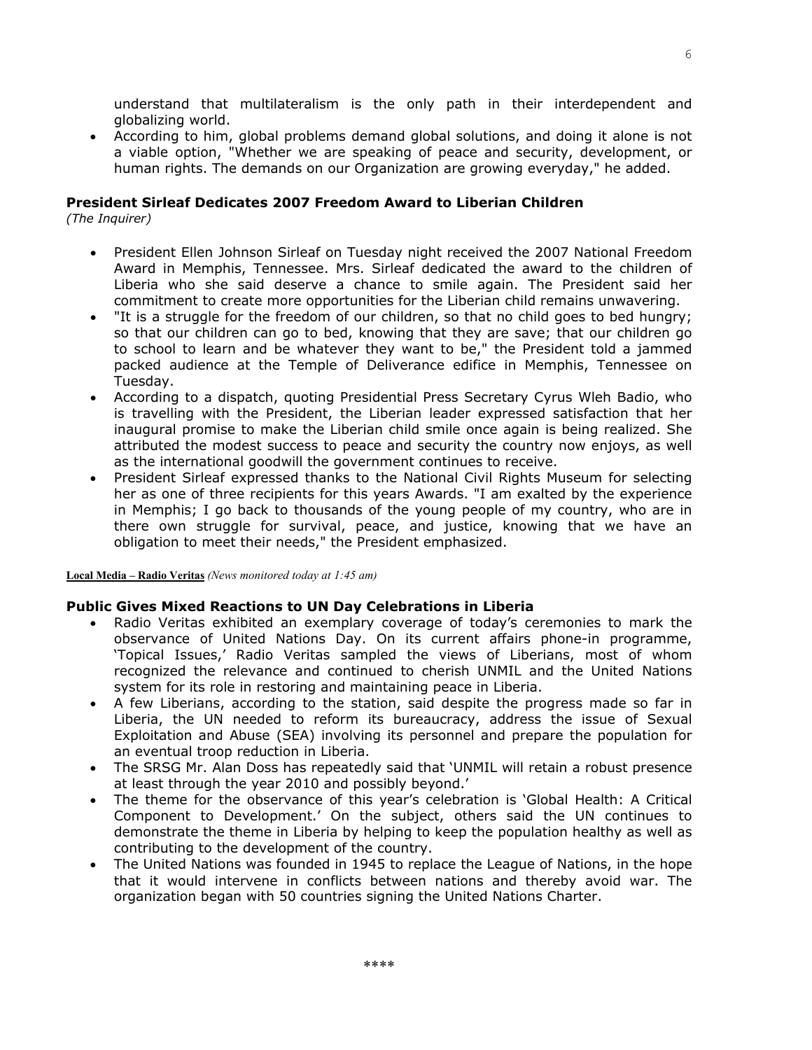understand that multilateralism is the only path in their interdependent and globalizing world.

- According to him, global problems demand global solutions, and doing it alone is not a viable option, "Whether we are speaking of peace and security, development, or human rights. The demands on our Organization are growing everyday," he added.

**President Sirleaf Dedicates 2007 Freedom Award to Liberian Children**
*(The Inquirer)*

- President Ellen Johnson Sirleaf on Tuesday night received the 2007 National Freedom Award in Memphis, Tennessee. Mrs. Sirleaf dedicated the award to the children of Liberia who she said deserve a chance to smile again. The President said her commitment to create more opportunities for the Liberian child remains unwavering.
- "It is a struggle for the freedom of our children, so that no child goes to bed hungry; so that our children can go to bed, knowing that they are save; that our children go to school to learn and be whatever they want to be," the President told a jammed packed audience at the Temple of Deliverance edifice in Memphis, Tennessee on Tuesday.
- According to a dispatch, quoting Presidential Press Secretary Cyrus Wleh Badio, who is travelling with the President, the Liberian leader expressed satisfaction that her inaugural promise to make the Liberian child smile once again is being realized. She attributed the modest success to peace and security the country now enjoys, as well as the international goodwill the government continues to receive.
- President Sirleaf expressed thanks to the National Civil Rights Museum for selecting her as one of three recipients for this years Awards. "I am exalted by the experience in Memphis; I go back to thousands of the young people of my country, who are in there own struggle for survival, peace, and justice, knowing that we have an obligation to meet their needs," the President emphasized.

**Local Media – Radio Veritas** *(News monitored today at 1:45 am)*

**Public Gives Mixed Reactions to UN Day Celebrations in Liberia**

- Radio Veritas exhibited an exemplary coverage of today's ceremonies to mark the observance of United Nations Day. On its current affairs phone-in programme, 'Topical Issues,' Radio Veritas sampled the views of Liberians, most of whom recognized the relevance and continued to cherish UNMIL and the United Nations system for its role in restoring and maintaining peace in Liberia.
- A few Liberians, according to the station, said despite the progress made so far in Liberia, the UN needed to reform its bureaucracy, address the issue of Sexual Exploitation and Abuse (SEA) involving its personnel and prepare the population for an eventual troop reduction in Liberia.
- The SRSG Mr. Alan Doss has repeatedly said that 'UNMIL will retain a robust presence at least through the year 2010 and possibly beyond.'
- The theme for the observance of this year's celebration is 'Global Health: A Critical Component to Development.' On the subject, others said the UN continues to demonstrate the theme in Liberia by helping to keep the population healthy as well as contributing to the development of the country.
- The United Nations was founded in 1945 to replace the League of Nations, in the hope that it would intervene in conflicts between nations and thereby avoid war. The organization began with 50 countries signing the United Nations Charter.

\*\*\*\*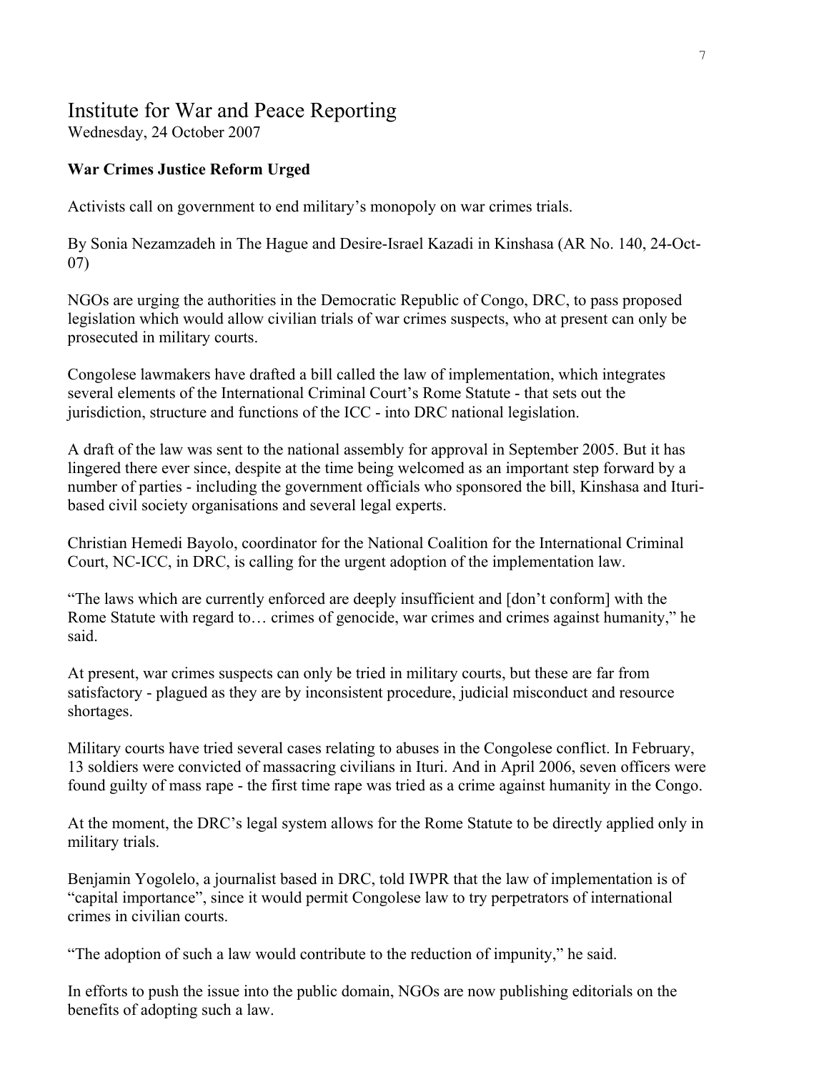# Institute for War and Peace Reporting

Wednesday, 24 October 2007

**War Crimes Justice Reform Urged**

Activists call on government to end military's monopoly on war crimes trials.

By Sonia Nezamzadeh in The Hague and Desire-Israel Kazadi in Kinshasa (AR No. 140, 24-Oct-07)

NGOs are urging the authorities in the Democratic Republic of Congo, DRC, to pass proposed legislation which would allow civilian trials of war crimes suspects, who at present can only be prosecuted in military courts.

Congolese lawmakers have drafted a bill called the law of implementation, which integrates several elements of the International Criminal Court's Rome Statute - that sets out the jurisdiction, structure and functions of the ICC - into DRC national legislation.

A draft of the law was sent to the national assembly for approval in September 2005. But it has lingered there ever since, despite at the time being welcomed as an important step forward by a number of parties - including the government officials who sponsored the bill, Kinshasa and Ituri-based civil society organisations and several legal experts.

Christian Hemedi Bayolo, coordinator for the National Coalition for the International Criminal Court, NC-ICC, in DRC, is calling for the urgent adoption of the implementation law.

"The laws which are currently enforced are deeply insufficient and [don't conform] with the Rome Statute with regard to… crimes of genocide, war crimes and crimes against humanity," he said.

At present, war crimes suspects can only be tried in military courts, but these are far from satisfactory - plagued as they are by inconsistent procedure, judicial misconduct and resource shortages.

Military courts have tried several cases relating to abuses in the Congolese conflict. In February, 13 soldiers were convicted of massacring civilians in Ituri. And in April 2006, seven officers were found guilty of mass rape - the first time rape was tried as a crime against humanity in the Congo.

At the moment, the DRC's legal system allows for the Rome Statute to be directly applied only in military trials.

Benjamin Yogolelo, a journalist based in DRC, told IWPR that the law of implementation is of "capital importance", since it would permit Congolese law to try perpetrators of international crimes in civilian courts.

"The adoption of such a law would contribute to the reduction of impunity," he said.

In efforts to push the issue into the public domain, NGOs are now publishing editorials on the benefits of adopting such a law.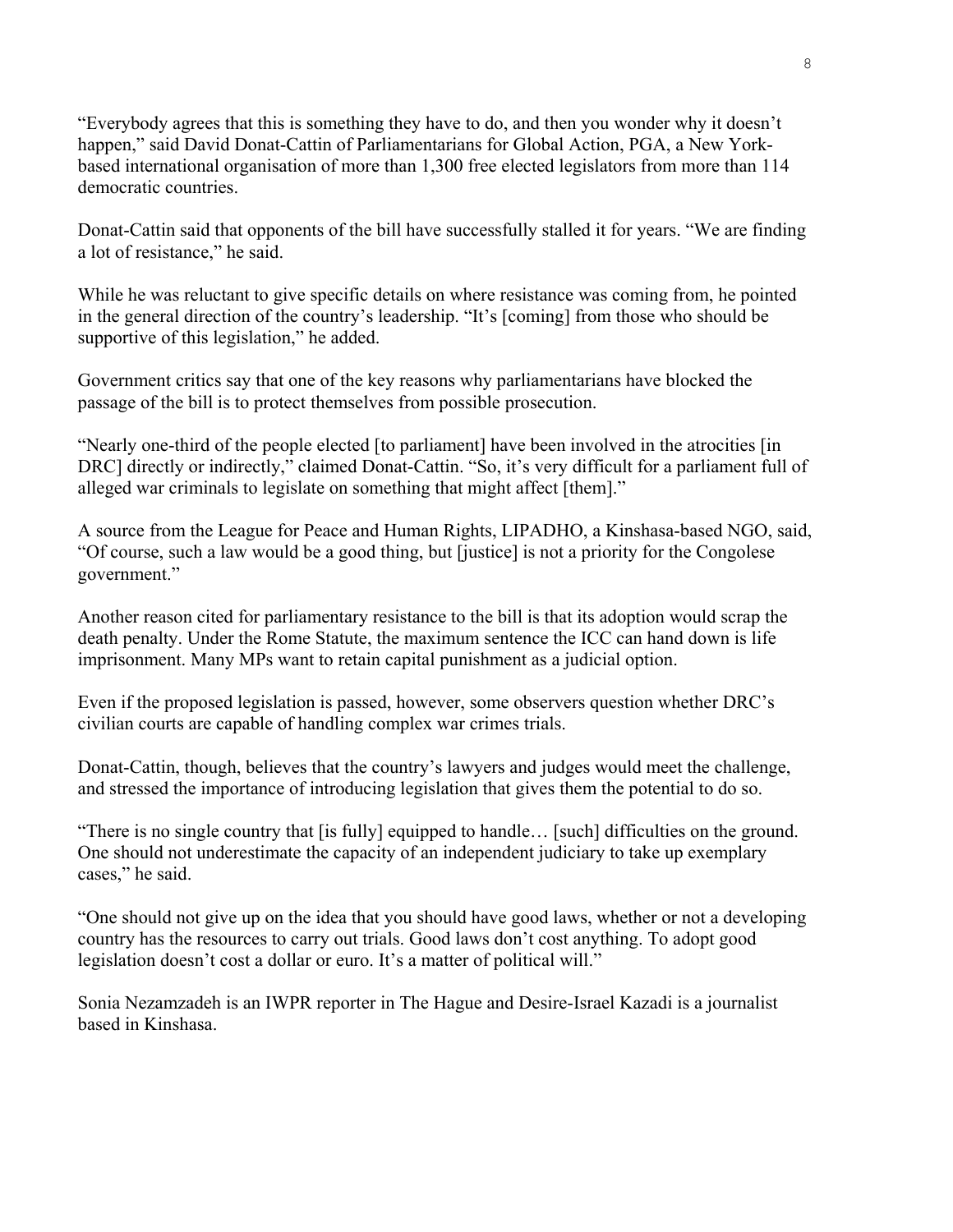"Everybody agrees that this is something they have to do, and then you wonder why it doesn't happen," said David Donat-Cattin of Parliamentarians for Global Action, PGA, a New York-based international organisation of more than 1,300 free elected legislators from more than 114 democratic countries.

Donat-Cattin said that opponents of the bill have successfully stalled it for years. "We are finding a lot of resistance," he said.

While he was reluctant to give specific details on where resistance was coming from, he pointed in the general direction of the country's leadership. "It's [coming] from those who should be supportive of this legislation," he added.

Government critics say that one of the key reasons why parliamentarians have blocked the passage of the bill is to protect themselves from possible prosecution.

"Nearly one-third of the people elected [to parliament] have been involved in the atrocities [in DRC] directly or indirectly," claimed Donat-Cattin. "So, it's very difficult for a parliament full of alleged war criminals to legislate on something that might affect [them]."

A source from the League for Peace and Human Rights, LIPADHO, a Kinshasa-based NGO, said, "Of course, such a law would be a good thing, but [justice] is not a priority for the Congolese government."

Another reason cited for parliamentary resistance to the bill is that its adoption would scrap the death penalty. Under the Rome Statute, the maximum sentence the ICC can hand down is life imprisonment. Many MPs want to retain capital punishment as a judicial option.

Even if the proposed legislation is passed, however, some observers question whether DRC's civilian courts are capable of handling complex war crimes trials.

Donat-Cattin, though, believes that the country's lawyers and judges would meet the challenge, and stressed the importance of introducing legislation that gives them the potential to do so.

"There is no single country that [is fully] equipped to handle… [such] difficulties on the ground. One should not underestimate the capacity of an independent judiciary to take up exemplary cases," he said.

"One should not give up on the idea that you should have good laws, whether or not a developing country has the resources to carry out trials. Good laws don't cost anything. To adopt good legislation doesn't cost a dollar or euro. It's a matter of political will."

Sonia Nezamzadeh is an IWPR reporter in The Hague and Desire-Israel Kazadi is a journalist based in Kinshasa.